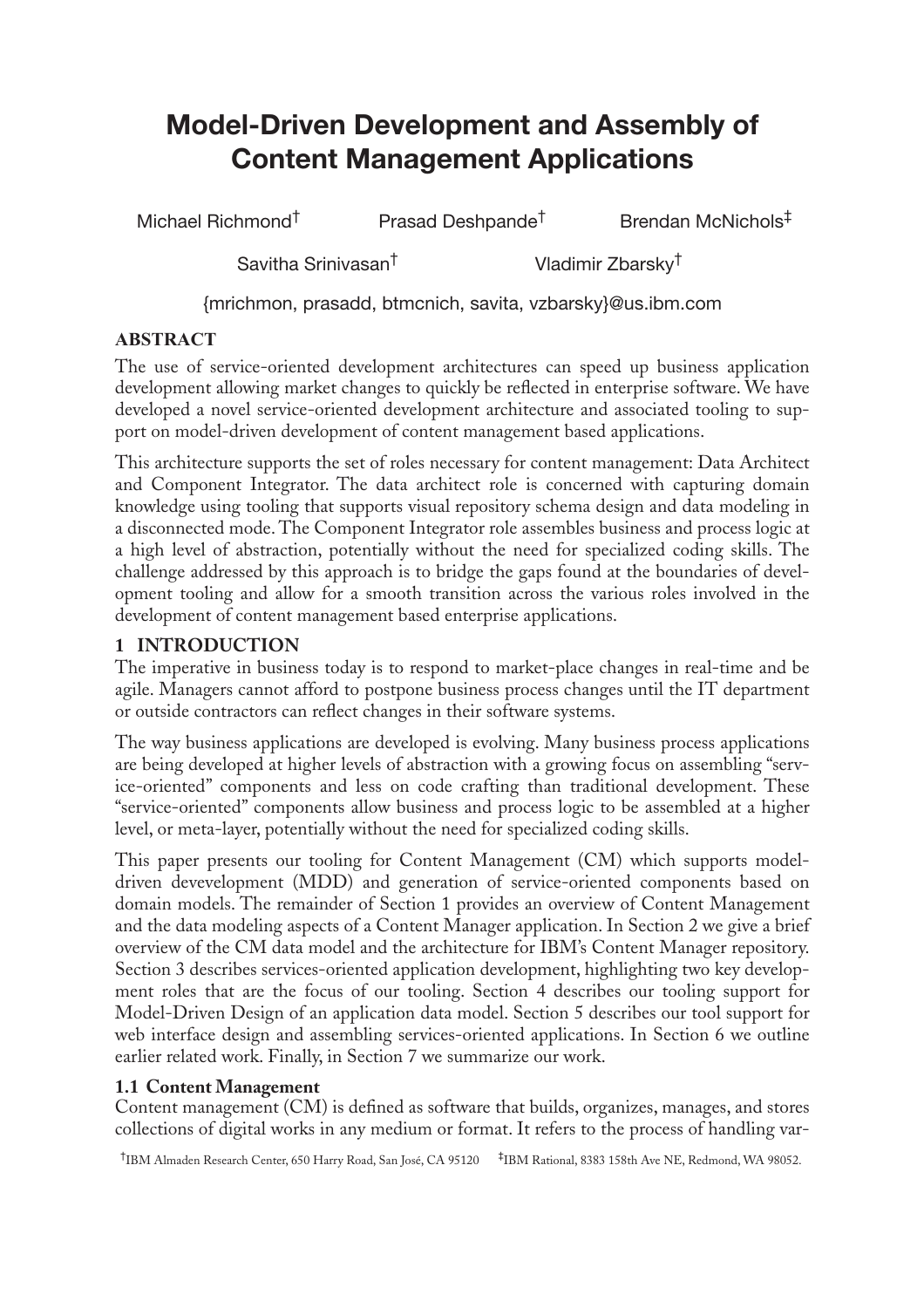# Model-Driven Development and Assembly of Content Management Applications

Michael Richmond[†] Prasad Deshpande[†] Brendan McNichols[‡]

Savitha Srinivasan[†] Vladimir Zbarsky[†]

{mrichmon, prasadd, btmcnich, savita, vzbarsky}@us.ibm.com

## ABSTRACT

The use of service-oriented development architectures can speed up business application development allowing market changes to quickly be reflected in enterprise software. We have developed a novel service-oriented development architecture and associated tooling to support on model-driven development of content management based applications.

This architecture supports the set of roles necessary for content management: Data Architect and Component Integrator. The data architect role is concerned with capturing domain knowledge using tooling that supports visual repository schema design and data modeling in a disconnected mode. The Component Integrator role assembles business and process logic at a high level of abstraction, potentially without the need for specialized coding skills. The challenge addressed by this approach is to bridge the gaps found at the boundaries of development tooling and allow for a smooth transition across the various roles involved in the development of content management based enterprise applications.

## 1 INTRODUCTION

The imperative in business today is to respond to market-place changes in real-time and be agile. Managers cannot afford to postpone business process changes until the IT department or outside contractors can reflect changes in their software systems.

The way business applications are developed is evolving. Many business process applications are being developed at higher levels of abstraction with a growing focus on assembling "service-oriented" components and less on code crafting than traditional development. These "service-oriented" components allow business and process logic to be assembled at a higher level, or meta-layer, potentially without the need for specialized coding skills.

This paper presents our tooling for Content Management (CM) which supports model-driven devevelopment (MDD) and generation of service-oriented components based on domain models. The remainder of Section 1 provides an overview of Content Management and the data modeling aspects of a Content Manager application. In Section 2 we give a brief overview of the CM data model and the architecture for IBM's Content Manager repository. Section 3 describes services-oriented application development, highlighting two key development roles that are the focus of our tooling. Section 4 describes our tooling support for Model-Driven Design of an application data model. Section 5 describes our tool support for web interface design and assembling services-oriented applications. In Section 6 we outline earlier related work. Finally, in Section 7 we summarize our work.

### 1.1 Content Management

Content management (CM) is defined as software that builds, organizes, manages, and stores collections of digital works in any medium or format. It refers to the process of handling var-

[†]IBM Almaden Research Center, 650 Harry Road, San José, CA 95120 [‡]IBM Rational, 8383 158th Ave NE, Redmond, WA 98052.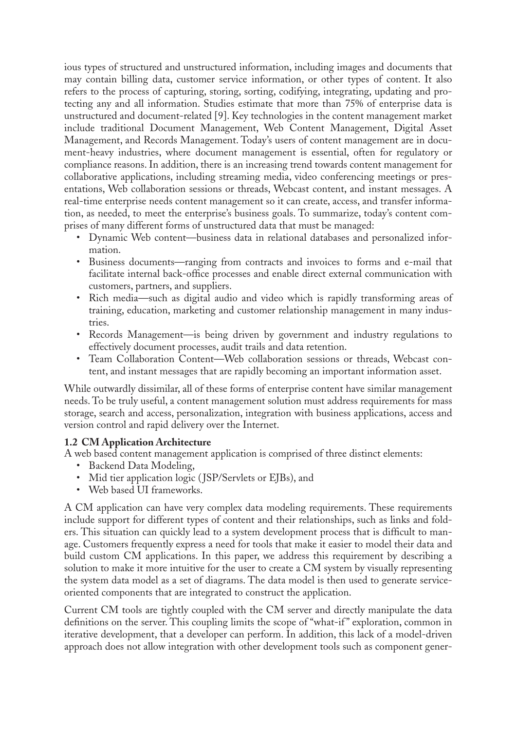ious types of structured and unstructured information, including images and documents that may contain billing data, customer service information, or other types of content. It also refers to the process of capturing, storing, sorting, codifying, integrating, updating and protecting any and all information. Studies estimate that more than 75% of enterprise data is unstructured and document-related [9]. Key technologies in the content management market include traditional Document Management, Web Content Management, Digital Asset Management, and Records Management. Today's users of content management are in document-heavy industries, where document management is essential, often for regulatory or compliance reasons. In addition, there is an increasing trend towards content management for collaborative applications, including streaming media, video conferencing meetings or presentations, Web collaboration sessions or threads, Webcast content, and instant messages. A real-time enterprise needs content management so it can create, access, and transfer information, as needed, to meet the enterprise's business goals. To summarize, today's content comprises of many different forms of unstructured data that must be managed:

- Dynamic Web content—business data in relational databases and personalized information.
- Business documents—ranging from contracts and invoices to forms and e-mail that facilitate internal back-office processes and enable direct external communication with customers, partners, and suppliers.
- Rich media—such as digital audio and video which is rapidly transforming areas of training, education, marketing and customer relationship management in many industries.
- Records Management—is being driven by government and industry regulations to effectively document processes, audit trails and data retention.
- Team Collaboration Content—Web collaboration sessions or threads, Webcast content, and instant messages that are rapidly becoming an important information asset.

While outwardly dissimilar, all of these forms of enterprise content have similar management needs. To be truly useful, a content management solution must address requirements for mass storage, search and access, personalization, integration with business applications, access and version control and rapid delivery over the Internet.

### 1.2 CM Application Architecture

A web based content management application is comprised of three distinct elements:

- Backend Data Modeling,
- Mid tier application logic (JSP/Servlets or EJBs), and
- Web based UI frameworks.

A CM application can have very complex data modeling requirements. These requirements include support for different types of content and their relationships, such as links and folders. This situation can quickly lead to a system development process that is difficult to manage. Customers frequently express a need for tools that make it easier to model their data and build custom CM applications. In this paper, we address this requirement by describing a solution to make it more intuitive for the user to create a CM system by visually representing the system data model as a set of diagrams. The data model is then used to generate service-oriented components that are integrated to construct the application.

Current CM tools are tightly coupled with the CM server and directly manipulate the data definitions on the server. This coupling limits the scope of "what-if" exploration, common in iterative development, that a developer can perform. In addition, this lack of a model-driven approach does not allow integration with other development tools such as component gener-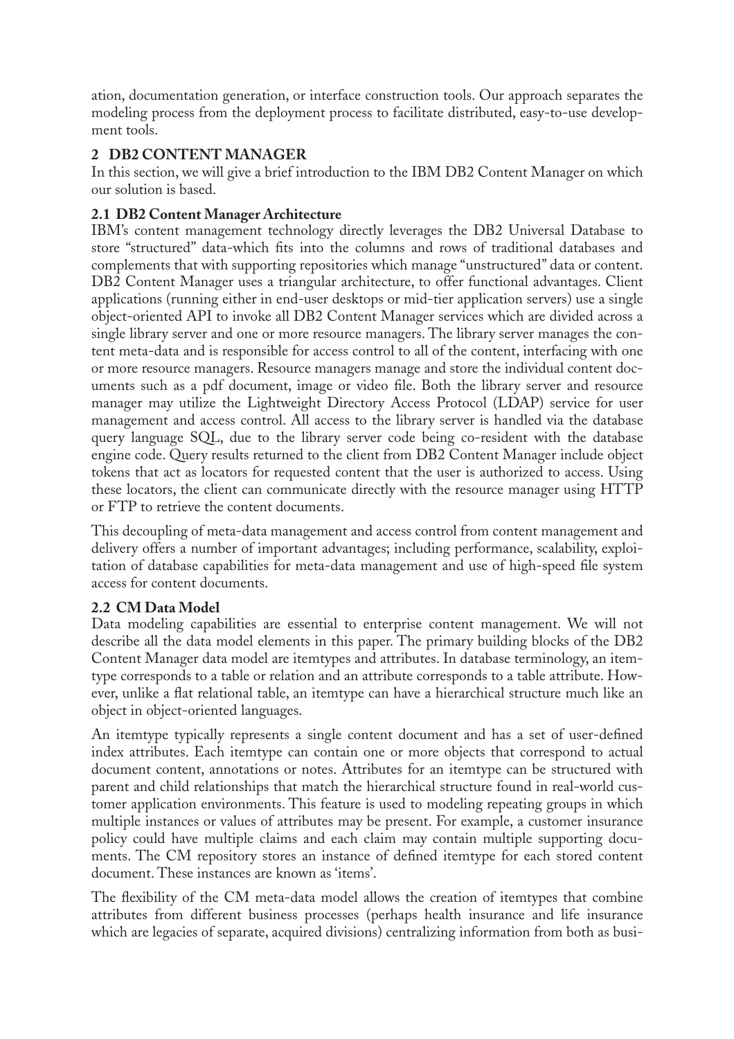ation, documentation generation, or interface construction tools. Our approach separates the modeling process from the deployment process to facilitate distributed, easy-to-use development tools.

## 2 DB2 CONTENT MANAGER

In this section, we will give a brief introduction to the IBM DB2 Content Manager on which our solution is based.

### 2.1 DB2 Content Manager Architecture

IBM's content management technology directly leverages the DB2 Universal Database to store "structured" data-which fits into the columns and rows of traditional databases and complements that with supporting repositories which manage "unstructured" data or content. DB2 Content Manager uses a triangular architecture, to offer functional advantages. Client applications (running either in end-user desktops or mid-tier application servers) use a single object-oriented API to invoke all DB2 Content Manager services which are divided across a single library server and one or more resource managers. The library server manages the content meta-data and is responsible for access control to all of the content, interfacing with one or more resource managers. Resource managers manage and store the individual content documents such as a pdf document, image or video file. Both the library server and resource manager may utilize the Lightweight Directory Access Protocol (LDAP) service for user management and access control. All access to the library server is handled via the database query language SQL, due to the library server code being co-resident with the database engine code. Query results returned to the client from DB2 Content Manager include object tokens that act as locators for requested content that the user is authorized to access. Using these locators, the client can communicate directly with the resource manager using HTTP or FTP to retrieve the content documents.

This decoupling of meta-data management and access control from content management and delivery offers a number of important advantages; including performance, scalability, exploitation of database capabilities for meta-data management and use of high-speed file system access for content documents.

### 2.2 CM Data Model

Data modeling capabilities are essential to enterprise content management. We will not describe all the data model elements in this paper. The primary building blocks of the DB2 Content Manager data model are itemtypes and attributes. In database terminology, an itemtype corresponds to a table or relation and an attribute corresponds to a table attribute. However, unlike a flat relational table, an itemtype can have a hierarchical structure much like an object in object-oriented languages.

An itemtype typically represents a single content document and has a set of user-defined index attributes. Each itemtype can contain one or more objects that correspond to actual document content, annotations or notes. Attributes for an itemtype can be structured with parent and child relationships that match the hierarchical structure found in real-world customer application environments. This feature is used to modeling repeating groups in which multiple instances or values of attributes may be present. For example, a customer insurance policy could have multiple claims and each claim may contain multiple supporting documents. The CM repository stores an instance of defined itemtype for each stored content document. These instances are known as 'items'.

The flexibility of the CM meta-data model allows the creation of itemtypes that combine attributes from different business processes (perhaps health insurance and life insurance which are legacies of separate, acquired divisions) centralizing information from both as busi-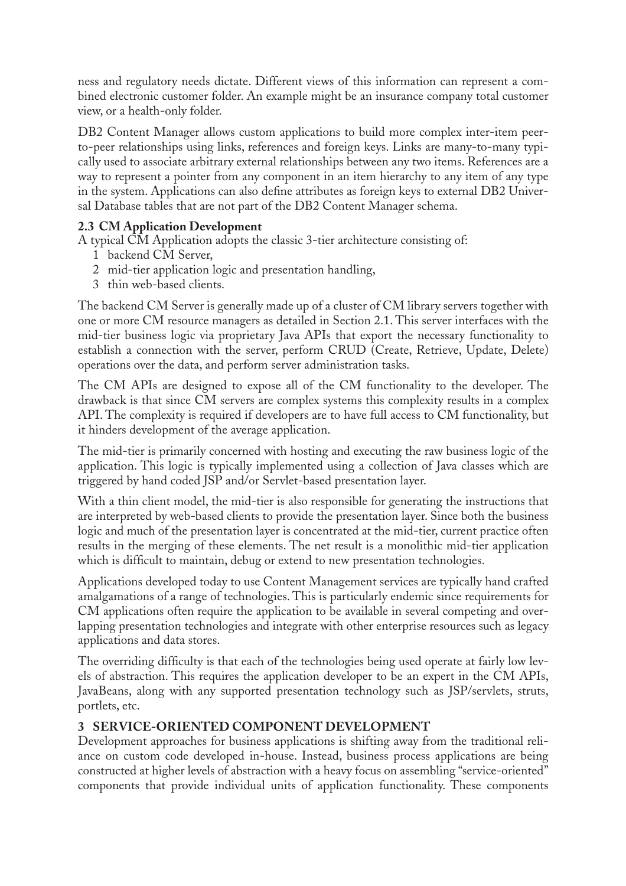ness and regulatory needs dictate. Different views of this information can represent a combined electronic customer folder. An example might be an insurance company total customer view, or a health-only folder.

DB2 Content Manager allows custom applications to build more complex inter-item peer-to-peer relationships using links, references and foreign keys. Links are many-to-many typically used to associate arbitrary external relationships between any two items. References are a way to represent a pointer from any component in an item hierarchy to any item of any type in the system. Applications can also define attributes as foreign keys to external DB2 Universal Database tables that are not part of the DB2 Content Manager schema.

### 2.3 CM Application Development

A typical CM Application adopts the classic 3-tier architecture consisting of:

1. backend CM Server,
2. mid-tier application logic and presentation handling,
3. thin web-based clients.

The backend CM Server is generally made up of a cluster of CM library servers together with one or more CM resource managers as detailed in Section 2.1. This server interfaces with the mid-tier business logic via proprietary Java APIs that export the necessary functionality to establish a connection with the server, perform CRUD (Create, Retrieve, Update, Delete) operations over the data, and perform server administration tasks.

The CM APIs are designed to expose all of the CM functionality to the developer. The drawback is that since CM servers are complex systems this complexity results in a complex API. The complexity is required if developers are to have full access to CM functionality, but it hinders development of the average application.

The mid-tier is primarily concerned with hosting and executing the raw business logic of the application. This logic is typically implemented using a collection of Java classes which are triggered by hand coded JSP and/or Servlet-based presentation layer.

With a thin client model, the mid-tier is also responsible for generating the instructions that are interpreted by web-based clients to provide the presentation layer. Since both the business logic and much of the presentation layer is concentrated at the mid-tier, current practice often results in the merging of these elements. The net result is a monolithic mid-tier application which is difficult to maintain, debug or extend to new presentation technologies.

Applications developed today to use Content Management services are typically hand crafted amalgamations of a range of technologies. This is particularly endemic since requirements for CM applications often require the application to be available in several competing and overlapping presentation technologies and integrate with other enterprise resources such as legacy applications and data stores.

The overriding difficulty is that each of the technologies being used operate at fairly low levels of abstraction. This requires the application developer to be an expert in the CM APIs, JavaBeans, along with any supported presentation technology such as JSP/servlets, struts, portlets, etc.

## 3 SERVICE-ORIENTED COMPONENT DEVELOPMENT

Development approaches for business applications is shifting away from the traditional reliance on custom code developed in-house. Instead, business process applications are being constructed at higher levels of abstraction with a heavy focus on assembling "service-oriented" components that provide individual units of application functionality. These components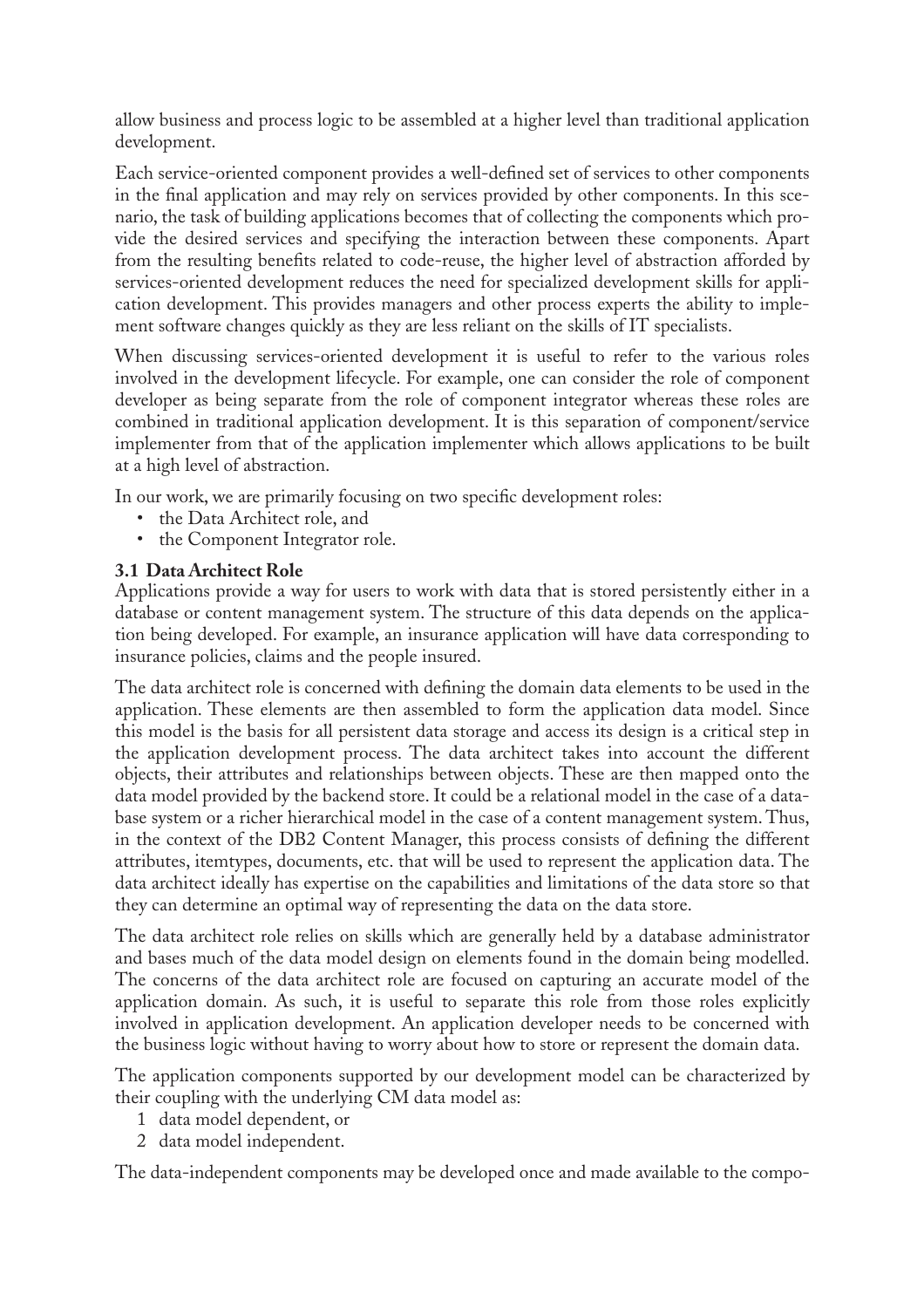allow business and process logic to be assembled at a higher level than traditional application development.

Each service-oriented component provides a well-defined set of services to other components in the final application and may rely on services provided by other components. In this scenario, the task of building applications becomes that of collecting the components which provide the desired services and specifying the interaction between these components. Apart from the resulting benefits related to code-reuse, the higher level of abstraction afforded by services-oriented development reduces the need for specialized development skills for application development. This provides managers and other process experts the ability to implement software changes quickly as they are less reliant on the skills of IT specialists.

When discussing services-oriented development it is useful to refer to the various roles involved in the development lifecycle. For example, one can consider the role of component developer as being separate from the role of component integrator whereas these roles are combined in traditional application development. It is this separation of component/service implementer from that of the application implementer which allows applications to be built at a high level of abstraction.

In our work, we are primarily focusing on two specific development roles:

- the Data Architect role, and
- the Component Integrator role.

### 3.1 Data Architect Role

Applications provide a way for users to work with data that is stored persistently either in a database or content management system. The structure of this data depends on the application being developed. For example, an insurance application will have data corresponding to insurance policies, claims and the people insured.

The data architect role is concerned with defining the domain data elements to be used in the application. These elements are then assembled to form the application data model. Since this model is the basis for all persistent data storage and access its design is a critical step in the application development process. The data architect takes into account the different objects, their attributes and relationships between objects. These are then mapped onto the data model provided by the backend store. It could be a relational model in the case of a database system or a richer hierarchical model in the case of a content management system. Thus, in the context of the DB2 Content Manager, this process consists of defining the different attributes, itemtypes, documents, etc. that will be used to represent the application data. The data architect ideally has expertise on the capabilities and limitations of the data store so that they can determine an optimal way of representing the data on the data store.

The data architect role relies on skills which are generally held by a database administrator and bases much of the data model design on elements found in the domain being modelled. The concerns of the data architect role are focused on capturing an accurate model of the application domain. As such, it is useful to separate this role from those roles explicitly involved in application development. An application developer needs to be concerned with the business logic without having to worry about how to store or represent the domain data.

The application components supported by our development model can be characterized by their coupling with the underlying CM data model as:

1. data model dependent, or
2. data model independent.

The data-independent components may be developed once and made available to the compo-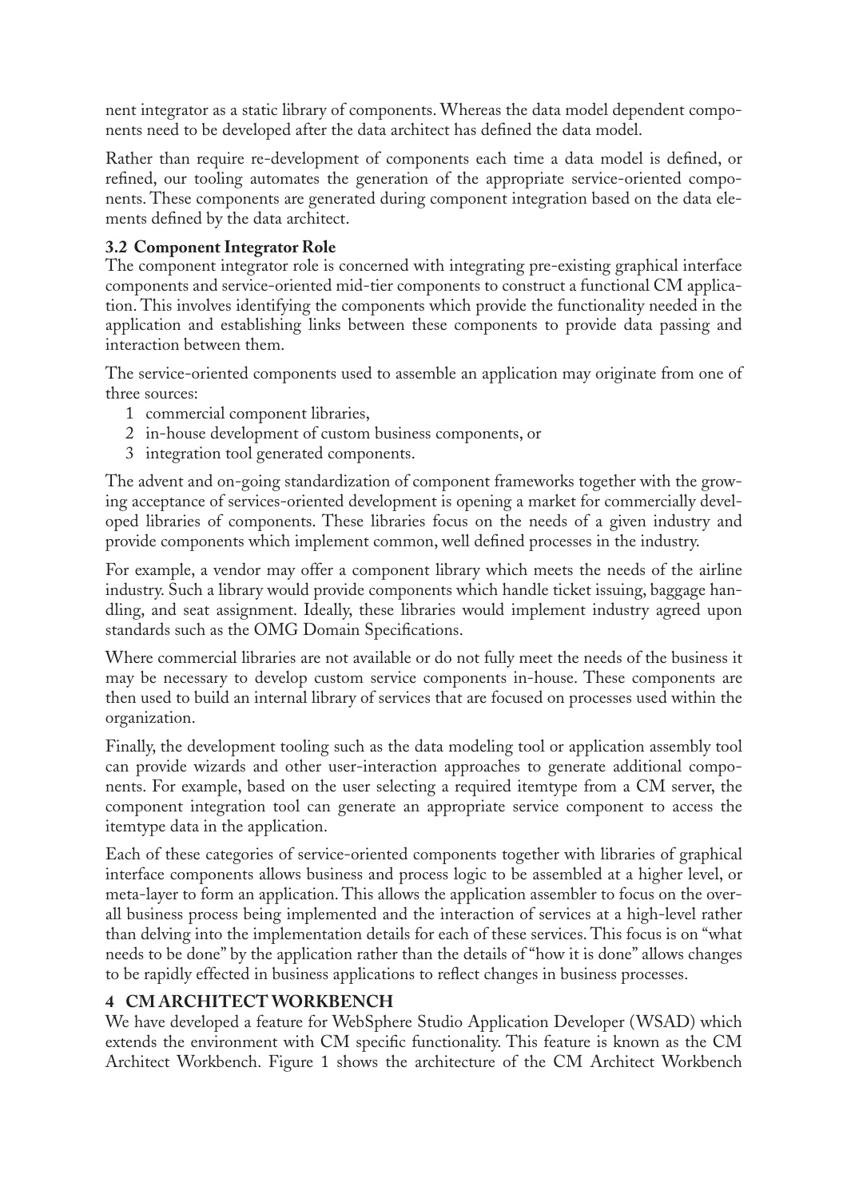nent integrator as a static library of components. Whereas the data model dependent components need to be developed after the data architect has defined the data model.

Rather than require re-development of components each time a data model is defined, or refined, our tooling automates the generation of the appropriate service-oriented components. These components are generated during component integration based on the data elements defined by the data architect.

### 3.2 Component Integrator Role

The component integrator role is concerned with integrating pre-existing graphical interface components and service-oriented mid-tier components to construct a functional CM application. This involves identifying the components which provide the functionality needed in the application and establishing links between these components to provide data passing and interaction between them.

The service-oriented components used to assemble an application may originate from one of three sources:

1. commercial component libraries,
2. in-house development of custom business components, or
3. integration tool generated components.

The advent and on-going standardization of component frameworks together with the growing acceptance of services-oriented development is opening a market for commercially developed libraries of components. These libraries focus on the needs of a given industry and provide components which implement common, well defined processes in the industry.

For example, a vendor may offer a component library which meets the needs of the airline industry. Such a library would provide components which handle ticket issuing, baggage handling, and seat assignment. Ideally, these libraries would implement industry agreed upon standards such as the OMG Domain Specifications.

Where commercial libraries are not available or do not fully meet the needs of the business it may be necessary to develop custom service components in-house. These components are then used to build an internal library of services that are focused on processes used within the organization.

Finally, the development tooling such as the data modeling tool or application assembly tool can provide wizards and other user-interaction approaches to generate additional components. For example, based on the user selecting a required itemtype from a CM server, the component integration tool can generate an appropriate service component to access the itemtype data in the application.

Each of these categories of service-oriented components together with libraries of graphical interface components allows business and process logic to be assembled at a higher level, or meta-layer to form an application. This allows the application assembler to focus on the overall business process being implemented and the interaction of services at a high-level rather than delving into the implementation details for each of these services. This focus is on "what needs to be done" by the application rather than the details of "how it is done" allows changes to be rapidly effected in business applications to reflect changes in business processes.

## 4 CM ARCHITECT WORKBENCH

We have developed a feature for WebSphere Studio Application Developer (WSAD) which extends the environment with CM specific functionality. This feature is known as the CM Architect Workbench. Figure 1 shows the architecture of the CM Architect Workbench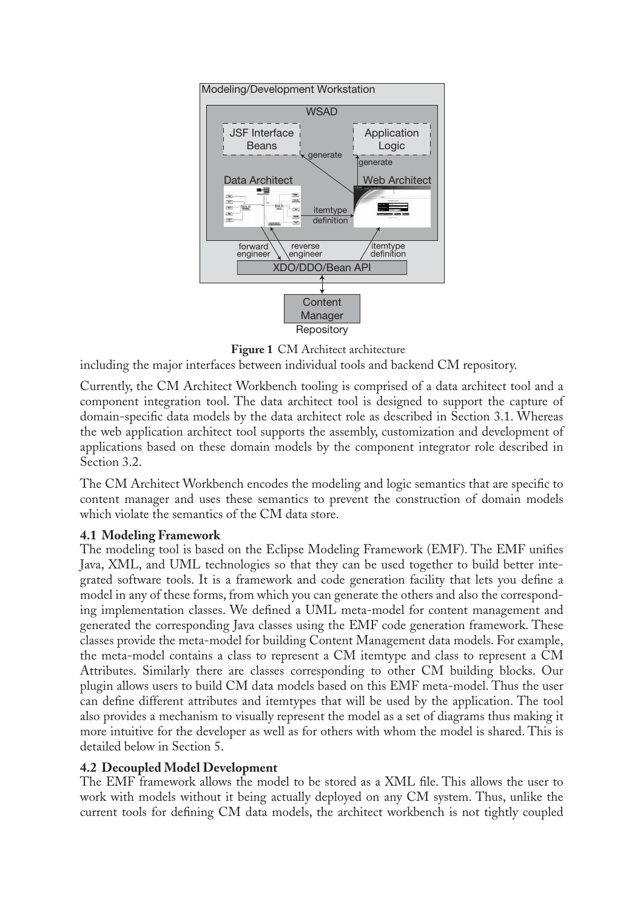**Figure 1** CM Architect architecture

including the major interfaces between individual tools and backend CM repository.

Currently, the CM Architect Workbench tooling is comprised of a data architect tool and a component integration tool. The data architect tool is designed to support the capture of domain-specific data models by the data architect role as described in Section 3.1. Whereas the web application architect tool supports the assembly, customization and development of applications based on these domain models by the component integrator role described in Section 3.2.

The CM Architect Workbench encodes the modeling and logic semantics that are specific to content manager and uses these semantics to prevent the construction of domain models which violate the semantics of the CM data store.

### 4.1 Modeling Framework

The modeling tool is based on the Eclipse Modeling Framework (EMF). The EMF unifies Java, XML, and UML technologies so that they can be used together to build better integrated software tools. It is a framework and code generation facility that lets you define a model in any of these forms, from which you can generate the others and also the corresponding implementation classes. We defined a UML meta-model for content management and generated the corresponding Java classes using the EMF code generation framework. These classes provide the meta-model for building Content Management data models. For example, the meta-model contains a class to represent a CM itemtype and class to represent a CM Attributes. Similarly there are classes corresponding to other CM building blocks. Our plugin allows users to build CM data models based on this EMF meta-model. Thus the user can define different attributes and itemtypes that will be used by the application. The tool also provides a mechanism to visually represent the model as a set of diagrams thus making it more intuitive for the developer as well as for others with whom the model is shared. This is detailed below in Section 5.

### 4.2 Decoupled Model Development

The EMF framework allows the model to be stored as a XML file. This allows the user to work with models without it being actually deployed on any CM system. Thus, unlike the current tools for defining CM data models, the architect workbench is not tightly coupled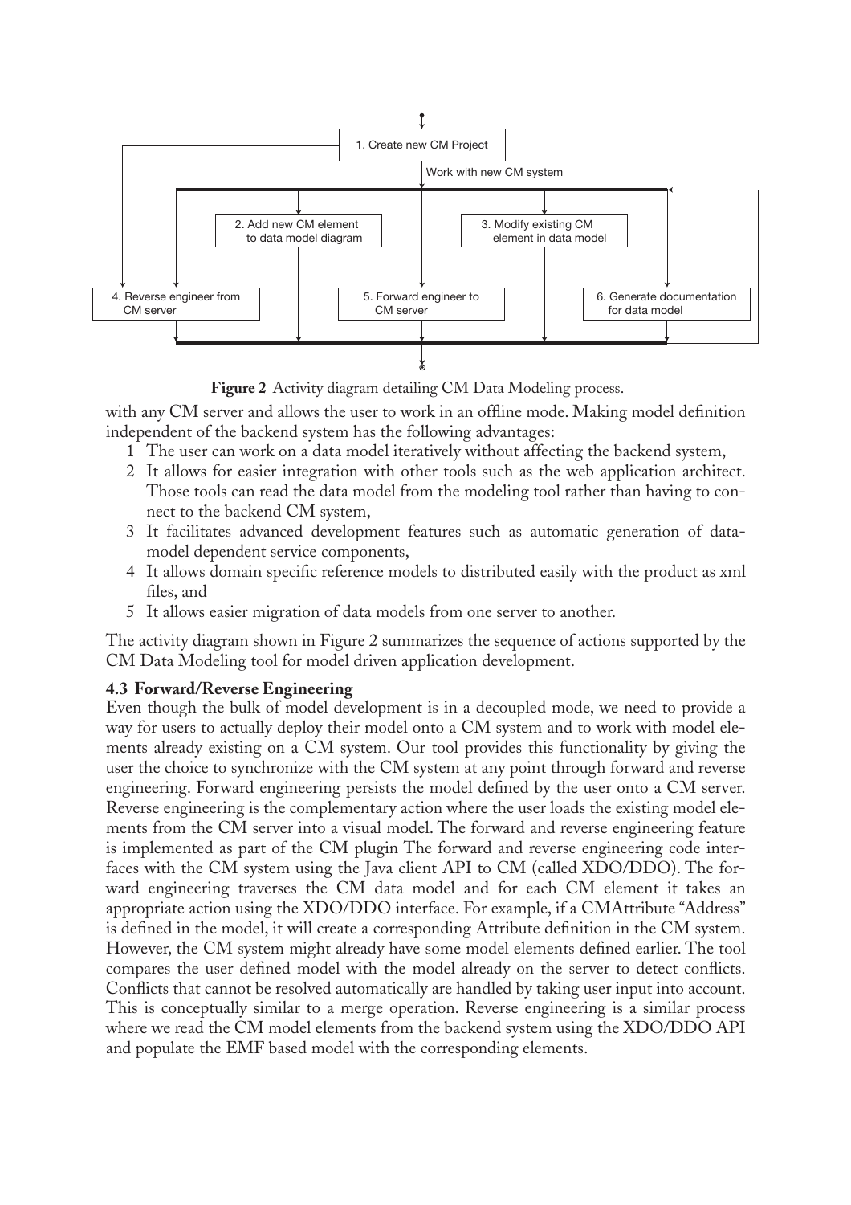**Figure 2** Activity diagram detailing CM Data Modeling process.

with any CM server and allows the user to work in an offline mode. Making model definition independent of the backend system has the following advantages:

1. The user can work on a data model iteratively without affecting the backend system,
2. It allows for easier integration with other tools such as the web application architect. Those tools can read the data model from the modeling tool rather than having to connect to the backend CM system,
3. It facilitates advanced development features such as automatic generation of data-model dependent service components,
4. It allows domain specific reference models to distributed easily with the product as xml files, and
5. It allows easier migration of data models from one server to another.

The activity diagram shown in Figure 2 summarizes the sequence of actions supported by the CM Data Modeling tool for model driven application development.

### 4.3 Forward/Reverse Engineering

Even though the bulk of model development is in a decoupled mode, we need to provide a way for users to actually deploy their model onto a CM system and to work with model elements already existing on a CM system. Our tool provides this functionality by giving the user the choice to synchronize with the CM system at any point through forward and reverse engineering. Forward engineering persists the model defined by the user onto a CM server. Reverse engineering is the complementary action where the user loads the existing model elements from the CM server into a visual model. The forward and reverse engineering feature is implemented as part of the CM plugin The forward and reverse engineering code interfaces with the CM system using the Java client API to CM (called XDO/DDO). The forward engineering traverses the CM data model and for each CM element it takes an appropriate action using the XDO/DDO interface. For example, if a CMAttribute "Address" is defined in the model, it will create a corresponding Attribute definition in the CM system. However, the CM system might already have some model elements defined earlier. The tool compares the user defined model with the model already on the server to detect conflicts. Conflicts that cannot be resolved automatically are handled by taking user input into account. This is conceptually similar to a merge operation. Reverse engineering is a similar process where we read the CM model elements from the backend system using the XDO/DDO API and populate the EMF based model with the corresponding elements.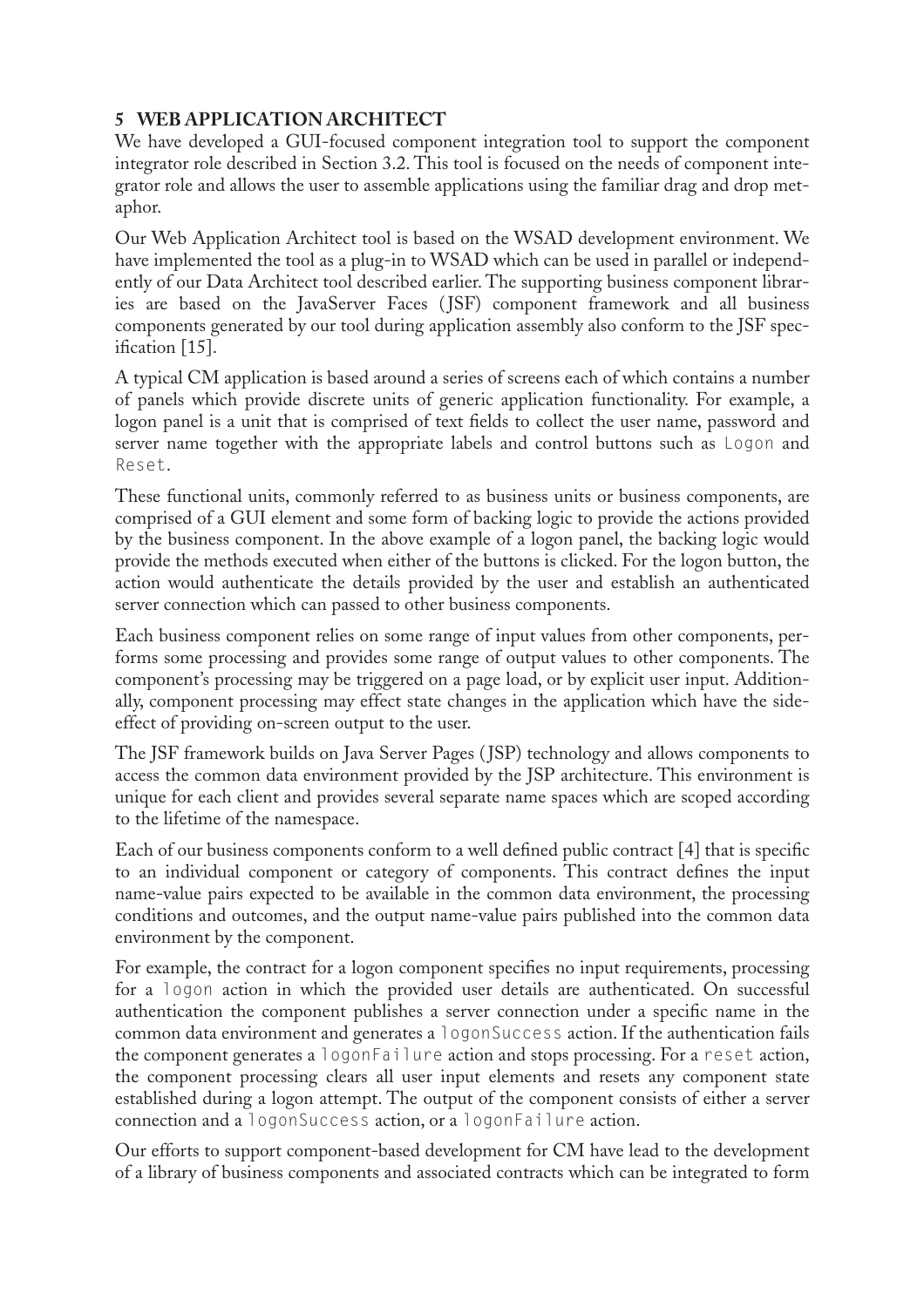## 5 WEB APPLICATION ARCHITECT

We have developed a GUI-focused component integration tool to support the component integrator role described in Section 3.2. This tool is focused on the needs of component integrator role and allows the user to assemble applications using the familiar drag and drop metaphor.

Our Web Application Architect tool is based on the WSAD development environment. We have implemented the tool as a plug-in to WSAD which can be used in parallel or independently of our Data Architect tool described earlier. The supporting business component libraries are based on the JavaServer Faces (JSF) component framework and all business components generated by our tool during application assembly also conform to the JSF specification [15].

A typical CM application is based around a series of screens each of which contains a number of panels which provide discrete units of generic application functionality. For example, a logon panel is a unit that is comprised of text fields to collect the user name, password and server name together with the appropriate labels and control buttons such as `Logon` and `Reset`.

These functional units, commonly referred to as business units or business components, are comprised of a GUI element and some form of backing logic to provide the actions provided by the business component. In the above example of a logon panel, the backing logic would provide the methods executed when either of the buttons is clicked. For the logon button, the action would authenticate the details provided by the user and establish an authenticated server connection which can passed to other business components.

Each business component relies on some range of input values from other components, performs some processing and provides some range of output values to other components. The component's processing may be triggered on a page load, or by explicit user input. Additionally, component processing may effect state changes in the application which have the side-effect of providing on-screen output to the user.

The JSF framework builds on Java Server Pages (JSP) technology and allows components to access the common data environment provided by the JSP architecture. This environment is unique for each client and provides several separate name spaces which are scoped according to the lifetime of the namespace.

Each of our business components conform to a well defined public contract [4] that is specific to an individual component or category of components. This contract defines the input name-value pairs expected to be available in the common data environment, the processing conditions and outcomes, and the output name-value pairs published into the common data environment by the component.

For example, the contract for a logon component specifies no input requirements, processing for a `logon` action in which the provided user details are authenticated. On successful authentication the component publishes a server connection under a specific name in the common data environment and generates a `logonSuccess` action. If the authentication fails the component generates a `logonFailure` action and stops processing. For a `reset` action, the component processing clears all user input elements and resets any component state established during a logon attempt. The output of the component consists of either a server connection and a `logonSuccess` action, or a `logonFailure` action.

Our efforts to support component-based development for CM have lead to the development of a library of business components and associated contracts which can be integrated to form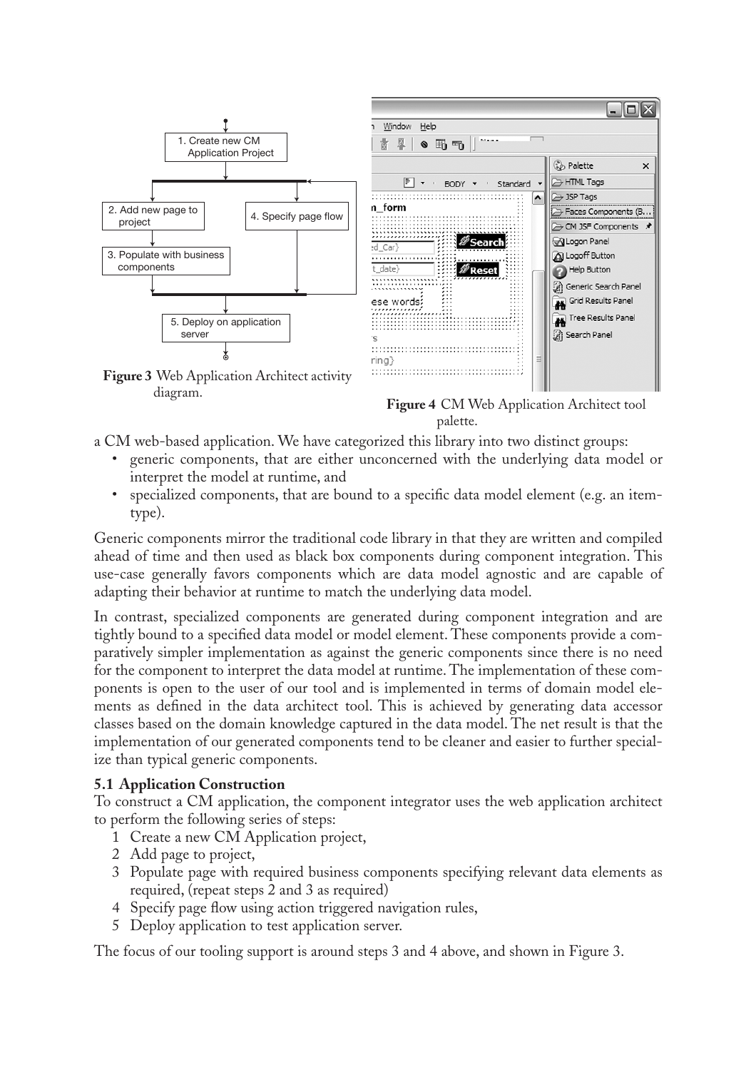**Figure 3** Web Application Architect activity diagram.

**Figure 4** CM Web Application Architect tool palette.

a CM web-based application. We have categorized this library into two distinct groups:

- generic components, that are either unconcerned with the underlying data model or interpret the model at runtime, and
- specialized components, that are bound to a specific data model element (e.g. an item-type).

Generic components mirror the traditional code library in that they are written and compiled ahead of time and then used as black box components during component integration. This use-case generally favors components which are data model agnostic and are capable of adapting their behavior at runtime to match the underlying data model.

In contrast, specialized components are generated during component integration and are tightly bound to a specified data model or model element. These components provide a comparatively simpler implementation as against the generic components since there is no need for the component to interpret the data model at runtime. The implementation of these components is open to the user of our tool and is implemented in terms of domain model elements as defined in the data architect tool. This is achieved by generating data accessor classes based on the domain knowledge captured in the data model. The net result is that the implementation of our generated components tend to be cleaner and easier to further specialize than typical generic components.

### 5.1 Application Construction

To construct a CM application, the component integrator uses the web application architect to perform the following series of steps:

1. Create a new CM Application project,
2. Add page to project,
3. Populate page with required business components specifying relevant data elements as required, (repeat steps 2 and 3 as required)
4. Specify page flow using action triggered navigation rules,
5. Deploy application to test application server.

The focus of our tooling support is around steps 3 and 4 above, and shown in Figure 3.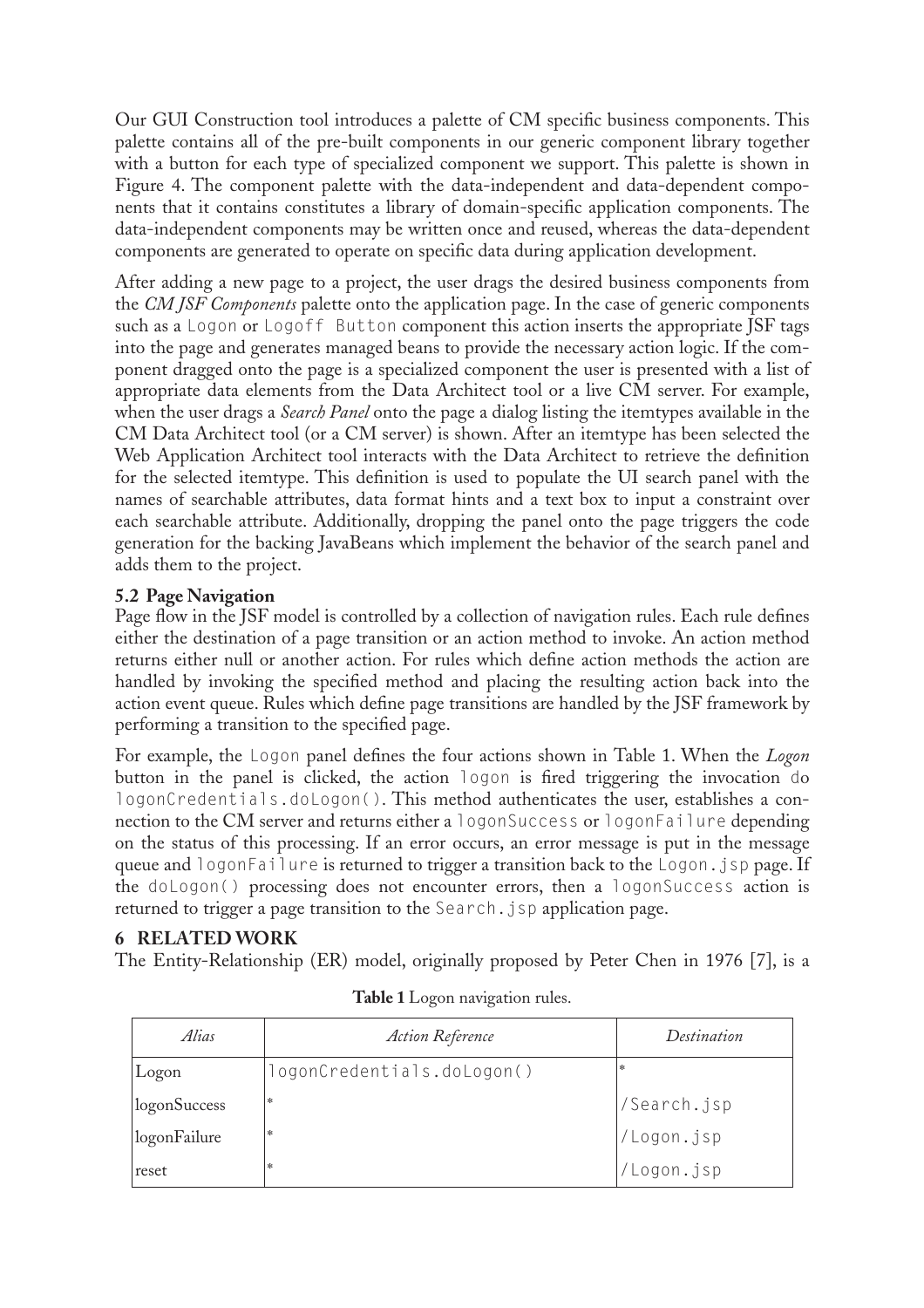Our GUI Construction tool introduces a palette of CM specific business components. This palette contains all of the pre-built components in our generic component library together with a button for each type of specialized component we support. This palette is shown in Figure 4. The component palette with the data-independent and data-dependent components that it contains constitutes a library of domain-specific application components. The data-independent components may be written once and reused, whereas the data-dependent components are generated to operate on specific data during application development.

After adding a new page to a project, the user drags the desired business components from the *CM JSF Components* palette onto the application page. In the case of generic components such as a `Logon` or `Logoff Button` component this action inserts the appropriate JSF tags into the page and generates managed beans to provide the necessary action logic. If the component dragged onto the page is a specialized component the user is presented with a list of appropriate data elements from the Data Architect tool or a live CM server. For example, when the user drags a *Search Panel* onto the page a dialog listing the itemtypes available in the CM Data Architect tool (or a CM server) is shown. After an itemtype has been selected the Web Application Architect tool interacts with the Data Architect to retrieve the definition for the selected itemtype. This definition is used to populate the UI search panel with the names of searchable attributes, data format hints and a text box to input a constraint over each searchable attribute. Additionally, dropping the panel onto the page triggers the code generation for the backing JavaBeans which implement the behavior of the search panel and adds them to the project.

### 5.2 Page Navigation

Page flow in the JSF model is controlled by a collection of navigation rules. Each rule defines either the destination of a page transition or an action method to invoke. An action method returns either null or another action. For rules which define action methods the action are handled by invoking the specified method and placing the resulting action back into the action event queue. Rules which define page transitions are handled by the JSF framework by performing a transition to the specified page.

For example, the `Logon` panel defines the four actions shown in Table 1. When the *Logon* button in the panel is clicked, the action `logon` is fired triggering the invocation `do logonCredentials.doLogon()`. This method authenticates the user, establishes a connection to the CM server and returns either a `logonSuccess` or `logonFailure` depending on the status of this processing. If an error occurs, an error message is put in the message queue and `logonFailure` is returned to trigger a transition back to the `Logon.jsp` page. If the `doLogon()` processing does not encounter errors, then a `logonSuccess` action is returned to trigger a page transition to the `Search.jsp` application page.

## 6 RELATED WORK

The Entity-Relationship (ER) model, originally proposed by Peter Chen in 1976 [7], is a

**Table 1** Logon navigation rules.

| *Alias* | *Action Reference* | *Destination* |
|---|---|---|
| Logon | `logonCredentials.doLogon()` | * |
| logonSuccess | * | `/Search.jsp` |
| logonFailure | * | `/Logon.jsp` |
| reset | * | `/Logon.jsp` |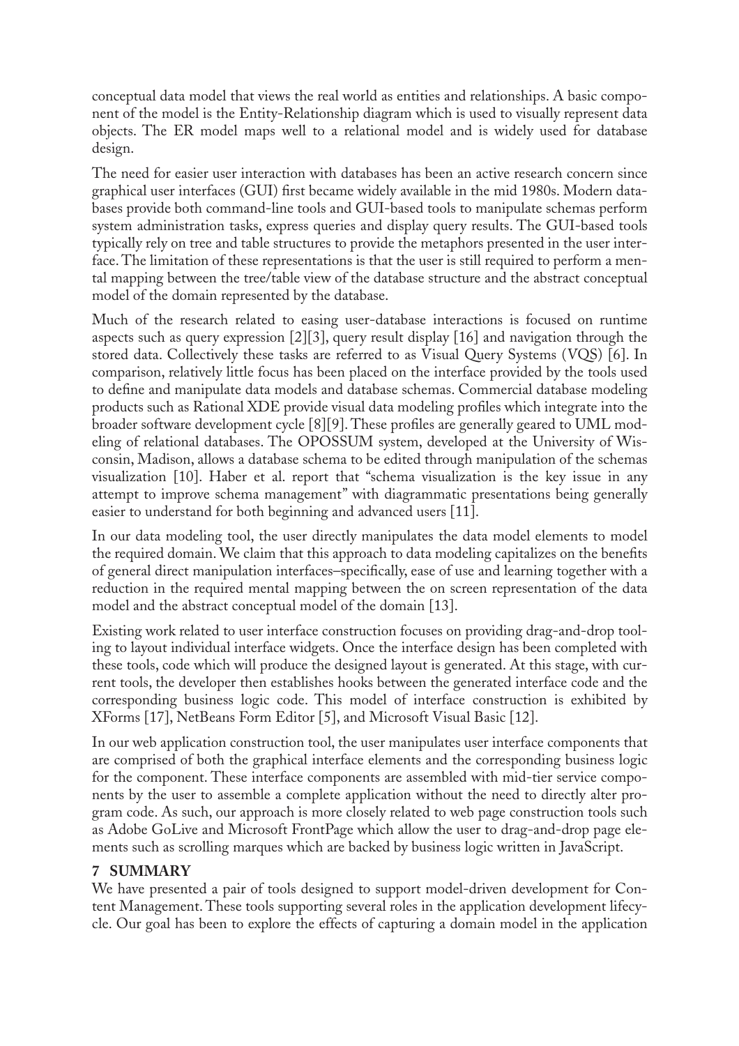conceptual data model that views the real world as entities and relationships. A basic component of the model is the Entity-Relationship diagram which is used to visually represent data objects. The ER model maps well to a relational model and is widely used for database design.

The need for easier user interaction with databases has been an active research concern since graphical user interfaces (GUI) first became widely available in the mid 1980s. Modern databases provide both command-line tools and GUI-based tools to manipulate schemas perform system administration tasks, express queries and display query results. The GUI-based tools typically rely on tree and table structures to provide the metaphors presented in the user interface. The limitation of these representations is that the user is still required to perform a mental mapping between the tree/table view of the database structure and the abstract conceptual model of the domain represented by the database.

Much of the research related to easing user-database interactions is focused on runtime aspects such as query expression [2][3], query result display [16] and navigation through the stored data. Collectively these tasks are referred to as Visual Query Systems (VQS) [6]. In comparison, relatively little focus has been placed on the interface provided by the tools used to define and manipulate data models and database schemas. Commercial database modeling products such as Rational XDE provide visual data modeling profiles which integrate into the broader software development cycle [8][9]. These profiles are generally geared to UML modeling of relational databases. The OPOSSUM system, developed at the University of Wisconsin, Madison, allows a database schema to be edited through manipulation of the schemas visualization [10]. Haber et al. report that "schema visualization is the key issue in any attempt to improve schema management" with diagrammatic presentations being generally easier to understand for both beginning and advanced users [11].

In our data modeling tool, the user directly manipulates the data model elements to model the required domain. We claim that this approach to data modeling capitalizes on the benefits of general direct manipulation interfaces–specifically, ease of use and learning together with a reduction in the required mental mapping between the on screen representation of the data model and the abstract conceptual model of the domain [13].

Existing work related to user interface construction focuses on providing drag-and-drop tooling to layout individual interface widgets. Once the interface design has been completed with these tools, code which will produce the designed layout is generated. At this stage, with current tools, the developer then establishes hooks between the generated interface code and the corresponding business logic code. This model of interface construction is exhibited by XForms [17], NetBeans Form Editor [5], and Microsoft Visual Basic [12].

In our web application construction tool, the user manipulates user interface components that are comprised of both the graphical interface elements and the corresponding business logic for the component. These interface components are assembled with mid-tier service components by the user to assemble a complete application without the need to directly alter program code. As such, our approach is more closely related to web page construction tools such as Adobe GoLive and Microsoft FrontPage which allow the user to drag-and-drop page elements such as scrolling marques which are backed by business logic written in JavaScript.

## 7 SUMMARY

We have presented a pair of tools designed to support model-driven development for Content Management. These tools supporting several roles in the application development lifecycle. Our goal has been to explore the effects of capturing a domain model in the application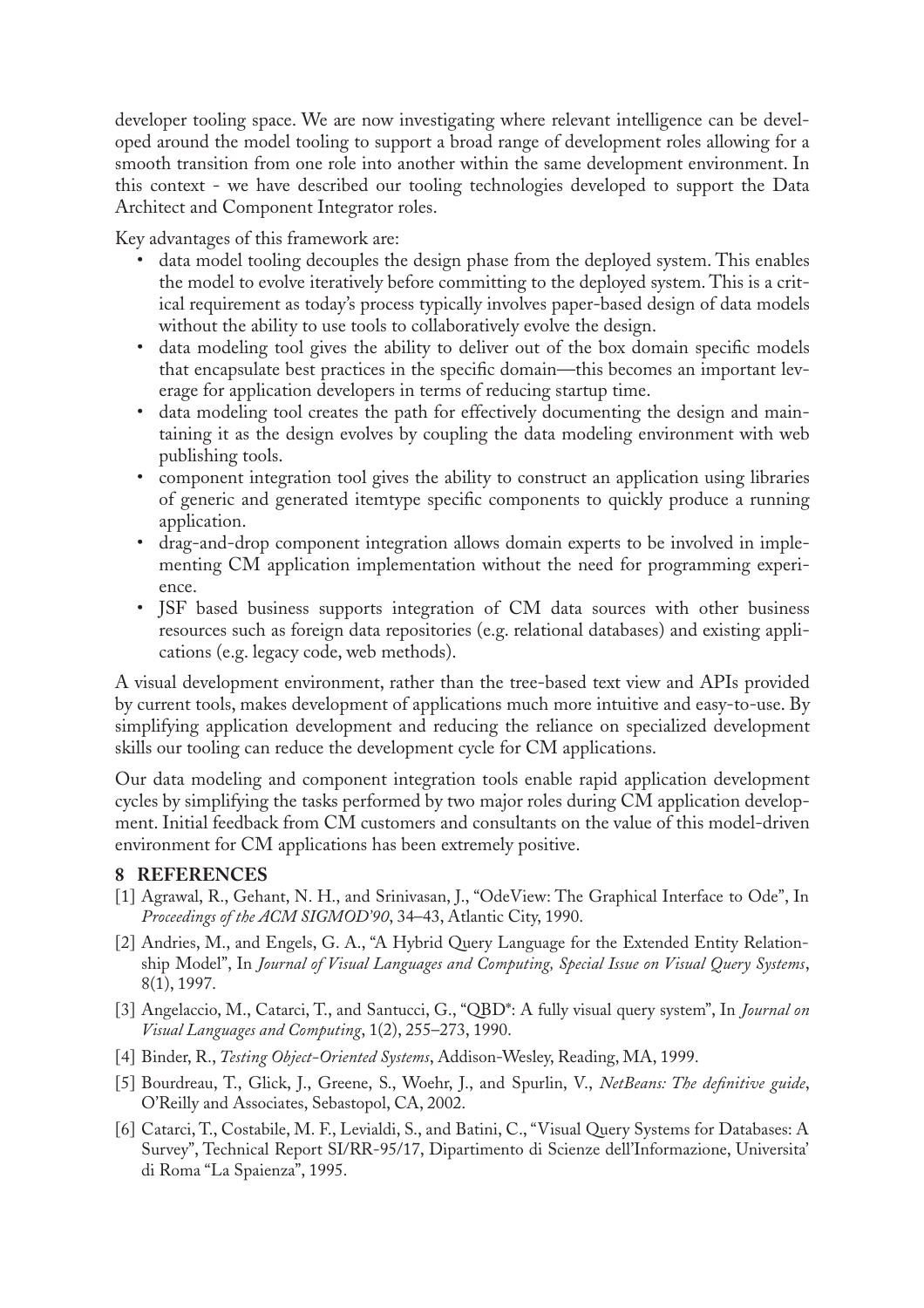developer tooling space. We are now investigating where relevant intelligence can be developed around the model tooling to support a broad range of development roles allowing for a smooth transition from one role into another within the same development environment. In this context - we have described our tooling technologies developed to support the Data Architect and Component Integrator roles.

Key advantages of this framework are:

- data model tooling decouples the design phase from the deployed system. This enables the model to evolve iteratively before committing to the deployed system. This is a critical requirement as today's process typically involves paper-based design of data models without the ability to use tools to collaboratively evolve the design.
- data modeling tool gives the ability to deliver out of the box domain specific models that encapsulate best practices in the specific domain—this becomes an important leverage for application developers in terms of reducing startup time.
- data modeling tool creates the path for effectively documenting the design and maintaining it as the design evolves by coupling the data modeling environment with web publishing tools.
- component integration tool gives the ability to construct an application using libraries of generic and generated itemtype specific components to quickly produce a running application.
- drag-and-drop component integration allows domain experts to be involved in implementing CM application implementation without the need for programming experience.
- JSF based business supports integration of CM data sources with other business resources such as foreign data repositories (e.g. relational databases) and existing applications (e.g. legacy code, web methods).

A visual development environment, rather than the tree-based text view and APIs provided by current tools, makes development of applications much more intuitive and easy-to-use. By simplifying application development and reducing the reliance on specialized development skills our tooling can reduce the development cycle for CM applications.

Our data modeling and component integration tools enable rapid application development cycles by simplifying the tasks performed by two major roles during CM application development. Initial feedback from CM customers and consultants on the value of this model-driven environment for CM applications has been extremely positive.

## 8 REFERENCES

[1] Agrawal, R., Gehant, N. H., and Srinivasan, J., "OdeView: The Graphical Interface to Ode", In *Proceedings of the ACM SIGMOD'90*, 34–43, Atlantic City, 1990.

[2] Andries, M., and Engels, G. A., "A Hybrid Query Language for the Extended Entity Relationship Model", In *Journal of Visual Languages and Computing, Special Issue on Visual Query Systems*, 8(1), 1997.

[3] Angelaccio, M., Catarci, T., and Santucci, G., "QBD*: A fully visual query system", In *Journal on Visual Languages and Computing*, 1(2), 255–273, 1990.

[4] Binder, R., *Testing Object-Oriented Systems*, Addison-Wesley, Reading, MA, 1999.

[5] Bourdreau, T., Glick, J., Greene, S., Woehr, J., and Spurlin, V., *NetBeans: The definitive guide*, O'Reilly and Associates, Sebastopol, CA, 2002.

[6] Catarci, T., Costabile, M. F., Levialdi, S., and Batini, C., "Visual Query Systems for Databases: A Survey", Technical Report SI/RR-95/17, Dipartimento di Scienze dell'Informazione, Universita' di Roma "La Spaienza", 1995.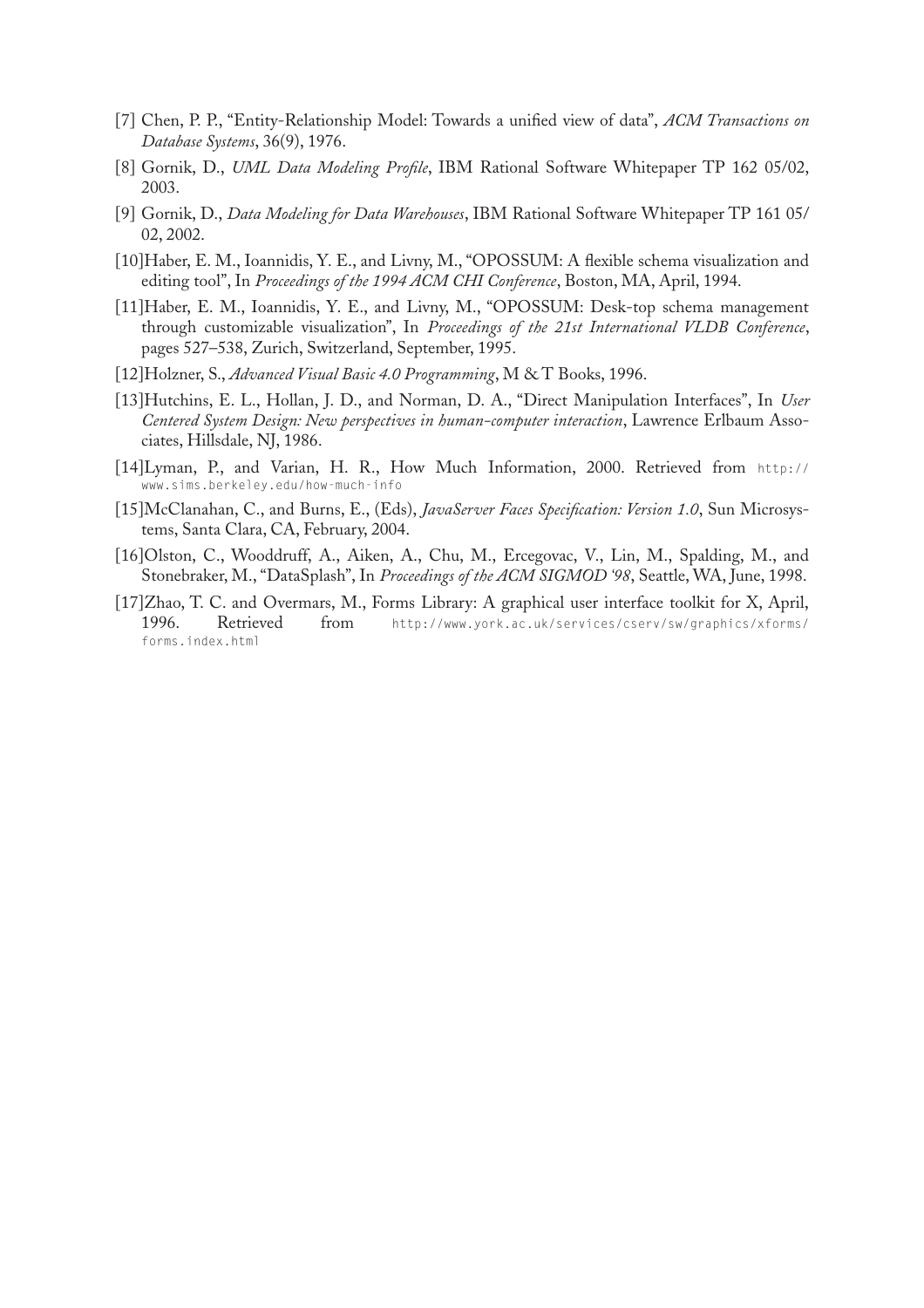[7] Chen, P. P., "Entity-Relationship Model: Towards a unified view of data", *ACM Transactions on Database Systems*, 36(9), 1976.

[8] Gornik, D., *UML Data Modeling Profile*, IBM Rational Software Whitepaper TP 162 05/02, 2003.

[9] Gornik, D., *Data Modeling for Data Warehouses*, IBM Rational Software Whitepaper TP 161 05/02, 2002.

[10]Haber, E. M., Ioannidis, Y. E., and Livny, M., "OPOSSUM: A flexible schema visualization and editing tool", In *Proceedings of the 1994 ACM CHI Conference*, Boston, MA, April, 1994.

[11]Haber, E. M., Ioannidis, Y. E., and Livny, M., "OPOSSUM: Desk-top schema management through customizable visualization", In *Proceedings of the 21st International VLDB Conference*, pages 527–538, Zurich, Switzerland, September, 1995.

[12]Holzner, S., *Advanced Visual Basic 4.0 Programming*, M & T Books, 1996.

[13]Hutchins, E. L., Hollan, J. D., and Norman, D. A., "Direct Manipulation Interfaces", In *User Centered System Design: New perspectives in human-computer interaction*, Lawrence Erlbaum Associates, Hillsdale, NJ, 1986.

[14]Lyman, P., and Varian, H. R., How Much Information, 2000. Retrieved from `http://www.sims.berkeley.edu/how-much-info`

[15]McClanahan, C., and Burns, E., (Eds), *JavaServer Faces Specification: Version 1.0*, Sun Microsystems, Santa Clara, CA, February, 2004.

[16]Olston, C., Wooddruff, A., Aiken, A., Chu, M., Ercegovac, V., Lin, M., Spalding, M., and Stonebraker, M., "DataSplash", In *Proceedings of the ACM SIGMOD '98*, Seattle, WA, June, 1998.

[17]Zhao, T. C. and Overmars, M., Forms Library: A graphical user interface toolkit for X, April, 1996. Retrieved from `http://www.york.ac.uk/services/cserv/sw/graphics/xforms/forms.index.html`